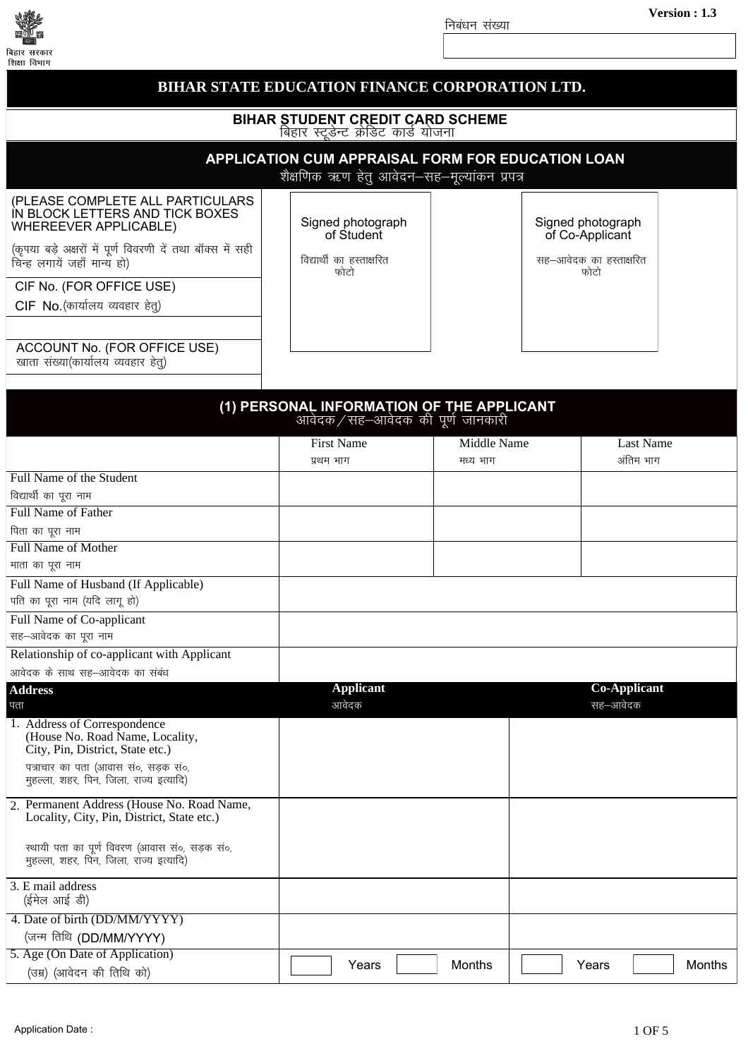बिहार सरकार
शिक्षा विभाग

निबंधन संख्या

Version : 1.3

# BIHAR STATE EDUCATION FINANCE CORPORATION LTD.

## BIHAR STUDENT CREDIT CARD SCHEME
बिहार स्टूडेन्ट क्रेडिट कार्ड योजना

## APPLICATION CUM APPRAISAL FORM FOR EDUCATION LOAN
शैक्षणिक ऋण हेतु आवेदन–सह–मूल्यांकन प्रपत्र

(PLEASE COMPLETE ALL PARTICULARS IN BLOCK LETTERS AND TICK BOXES WHEREEVER APPLICABLE)

(कृपया बड़े अक्षरों में पूर्ण विवरणी दें तथा बॉक्स में सही चिन्ह लगायें जहाँ मान्य हो)

CIF No. (FOR OFFICE USE)
CIF No.(कार्यालय व्यवहार हेतु)

ACCOUNT No. (FOR OFFICE USE)
खाता संख्या(कार्यालय व्यवहार हेतु)

Signed photograph of Student
विद्यार्थी का हस्ताक्षरित फोटो

Signed photograph of Co-Applicant
सह–आवेदक का हस्ताक्षरित फोटो

## (1) PERSONAL INFORMATION OF THE APPLICANT
आवेदक / सह–आवेदक की पूर्ण जानकारी

| | First Name<br>प्रथम भाग | Middle Name<br>मध्य भाग | Last Name<br>अंतिम भाग |
|---|---|---|---|
| Full Name of the Student<br>विद्यार्थी का पूरा नाम | | | |
| Full Name of Father<br>पिता का पूरा नाम | | | |
| Full Name of Mother<br>माता का पूरा नाम | | | |
| Full Name of Husband (If Applicable)<br>पति का पूरा नाम (यदि लागू हो) | | | |
| Full Name of Co-applicant<br>सह–आवेदक का पूरा नाम | | | |
| Relationship of co-applicant with Applicant<br>आवेदक के साथ सह–आवेदक का संबंध | | | |

| **Address**<br>पता | **Applicant**<br>आवेदक | **Co-Applicant**<br>सह–आवेदक |
|---|---|---|
| 1. Address of Correspondence (House No. Road Name, Locality, City, Pin, District, State etc.)<br>पत्राचार का पता (आवास सं०, सड़क सं०, मुहल्ला, शहर, पिन, जिला, राज्य इत्यादि) | | |
| 2. Permanent Address (House No. Road Name, Locality, City, Pin, District, State etc.)<br>स्थायी पता का पूर्ण विवरण (आवास सं०, सड़क सं०, मुहल्ला, शहर, पिन, जिला, राज्य इत्यादि) | | |
| 3. E mail address<br>(ईमेल आई डी) | | |
| 4. Date of birth (DD/MM/YYYY)<br>(जन्म तिथि (DD/MM/YYYY) | | |
| 5. Age (On Date of Application)<br>(उम्र) (आवेदन की तिथि को) | Years Months | Years Months |

Application Date :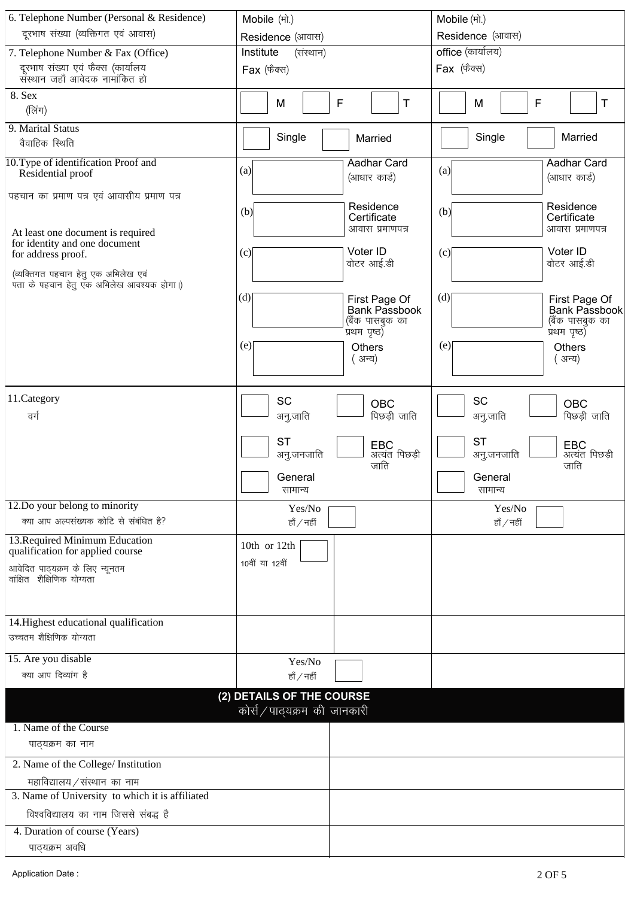| | | |
|---|---|---|
| 6. Telephone Number (Personal & Residence)<br>दूरभाष संख्या (व्यक्तिगत एवं आवास) | Mobile (मो.)<br>Residence (आवास) | Mobile (मो.)<br>Residence (आवास) |
| 7. Telephone Number & Fax (Office)<br>दूरभाष संख्या एवं फैक्स (कार्यालय संस्थान जहाँ आवेदक नामांकित हो | Institute (संस्थान)<br>Fax (फैक्स) | office (कार्यालय)<br>Fax (फैक्स) |
| 8. Sex<br>(लिंग) | ☐ M ☐ F ☐ T | ☐ M ☐ F ☐ T |
| 9. Marital Status<br>वैवाहिक स्थिति | ☐ Single ☐ Married | ☐ Single ☐ Married |
| 10. Type of identification Proof and Residential proof<br>पहचान का प्रमाण पत्र एवं आवासीय प्रमाण पत्र<br>At least one document is required for identity and one document for address proof.<br>(व्यक्तिगत पहचान हेतु एक अभिलेख एवं पता के पहचान हेतु एक अभिलेख आवश्यक होगा।) | (a) ☐ Aadhar Card (आधार कार्ड)<br>(b) ☐ Residence Certificate आवास प्रमाणपत्र<br>(c) ☐ Voter ID वोटर आई.डी<br>(d) ☐ First Page Of Bank Passbook (बैंक पासबुक का प्रथम पृष्ठ)<br>(e) ☐ Others ( अन्य) | (a) ☐ Aadhar Card (आधार कार्ड)<br>(b) ☐ Residence Certificate आवास प्रमाणपत्र<br>(c) ☐ Voter ID वोटर आई.डी<br>(d) ☐ First Page Of Bank Passbook (बैंक पासबुक का प्रथम पृष्ठ)<br>(e) ☐ Others ( अन्य) |
| 11. Category<br>वर्ग | ☐ SC अनु.जाति ☐ OBC पिछड़ी जाति<br>☐ ST अनु.जनजाति ☐ EBC अत्यंत पिछड़ी जाति<br>☐ General सामान्य | ☐ SC अनु.जाति ☐ OBC पिछड़ी जाति<br>☐ ST अनु.जनजाति ☐ EBC अत्यंत पिछड़ी जाति<br>☐ General सामान्य |
| 12. Do your belong to minority<br>क्या आप अल्पसंख्यक कोटि से संबंधित है? | Yes/No हाँ/नहीं ☐ | Yes/No हाँ/नहीं ☐ |
| 13. Required Minimum Education qualification for applied course<br>आवेदित पाठ्यक्रम के लिए न्यूनतम वांछित शैक्षिणिक योग्यता | 10th or 12th ☐<br>10वीं या 12वीं | |
| 14. Highest educational qualification<br>उच्चतम शैक्षिणिक योग्यता | | |
| 15. Are you disable<br>क्या आप दिव्यांग है | Yes/No हाँ/नहीं ☐ | |

## (2) DETAILS OF THE COURSE
## कोर्स/पाठ्यक्रम की जानकारी

| | |
|---|---|
| 1. Name of the Course<br>पाठ्यक्रम का नाम | |
| 2. Name of the College/ Institution<br>महाविद्यालय/संस्थान का नाम | |
| 3. Name of University to which it is affiliated<br>विश्वविद्यालय का नाम जिससे संबद्ध है | |
| 4. Duration of course (Years)<br>पाठ्यक्रम अवधि | |

Application Date :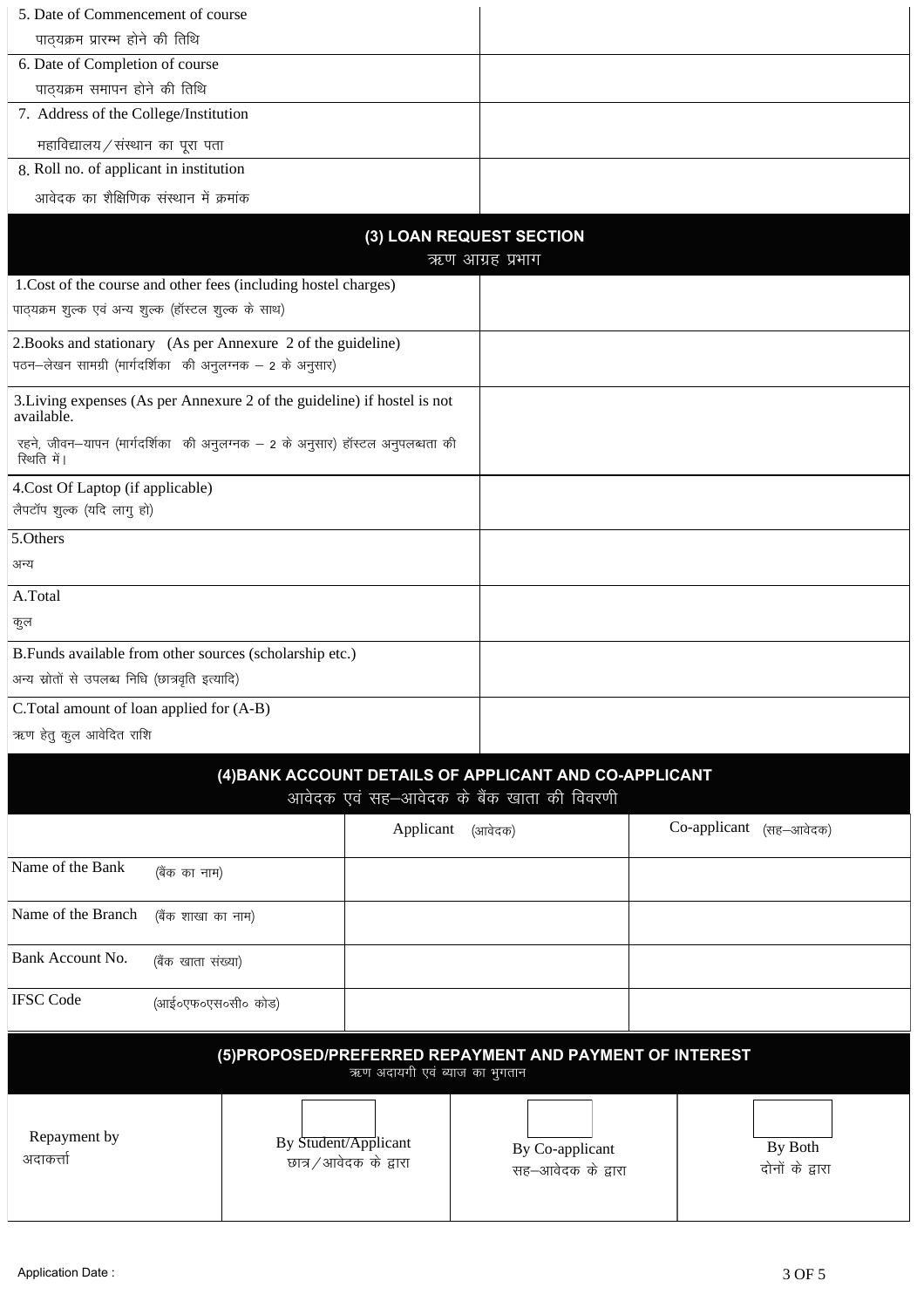| | |
|---|---|
| 5. Date of Commencement of course<br>पाठ्यक्रम प्रारम्भ होने की तिथि | |
| 6. Date of Completion of course<br>पाठ्यक्रम समापन होने की तिथि | |
| 7. Address of the College/Institution<br>महाविद्यालय / संस्थान का पूरा पता | |
| 8. Roll no. of applicant in institution<br>आवेदक का शैक्षिणिक संस्थान में क्रमांक | |

## (3) LOAN REQUEST SECTION
ऋण आग्रह प्रभाग

| | |
|---|---|
| 1.Cost of the course and other fees (including hostel charges)<br>पाठ्यक्रम शुल्क एवं अन्य शुल्क (हॉस्टल शुल्क के साथ) | |
| 2.Books and stationary (As per Annexure 2 of the guideline)<br>पठन–लेखन सामग्री (मार्गदर्शिका की अनुलग्नक – 2 के अनुसार) | |
| 3.Living expenses (As per Annexure 2 of the guideline) if hostel is not available.<br>रहने, जीवन–यापन (मार्गदर्शिका की अनुलग्नक – 2 के अनुसार) हॉस्टल अनुपलब्धता की स्थिति में। | |
| 4.Cost Of Laptop (if applicable)<br>लैपटॉप शुल्क (यदि लागु हो) | |
| 5.Others<br>अन्य | |
| A.Total<br>कुल | |
| B.Funds available from other sources (scholarship etc.)<br>अन्य स्रोतों से उपलब्ध निधि (छात्रवृति इत्यादि) | |
| C.Total amount of loan applied for (A-B)<br>ऋण हेतु कुल आवेदित राशि | |

## (4)BANK ACCOUNT DETAILS OF APPLICANT AND CO-APPLICANT
आवेदक एवं सह–आवेदक के बैंक खाता की विवरणी

| | Applicant (आवेदक) | Co-applicant (सह–आवेदक) |
|---|---|---|
| Name of the Bank (बैंक का नाम) | | |
| Name of the Branch (बैंक शाखा का नाम) | | |
| Bank Account No. (बैंक खाता संख्या) | | |
| IFSC Code (आई०एफ०एस०सी० कोड) | | |

## (5)PROPOSED/PREFERRED REPAYMENT AND PAYMENT OF INTEREST
ऋण अदायगी एवं ब्याज का भुगतान

| | | | |
|---|---|---|---|
| Repayment by<br>अदाकर्त्ता | ☐ By Student/Applicant<br>छात्र / आवेदक के द्वारा | ☐ By Co-applicant<br>सह–आवेदक के द्वारा | ☐ By Both<br>दोनों के द्वारा |

Application Date :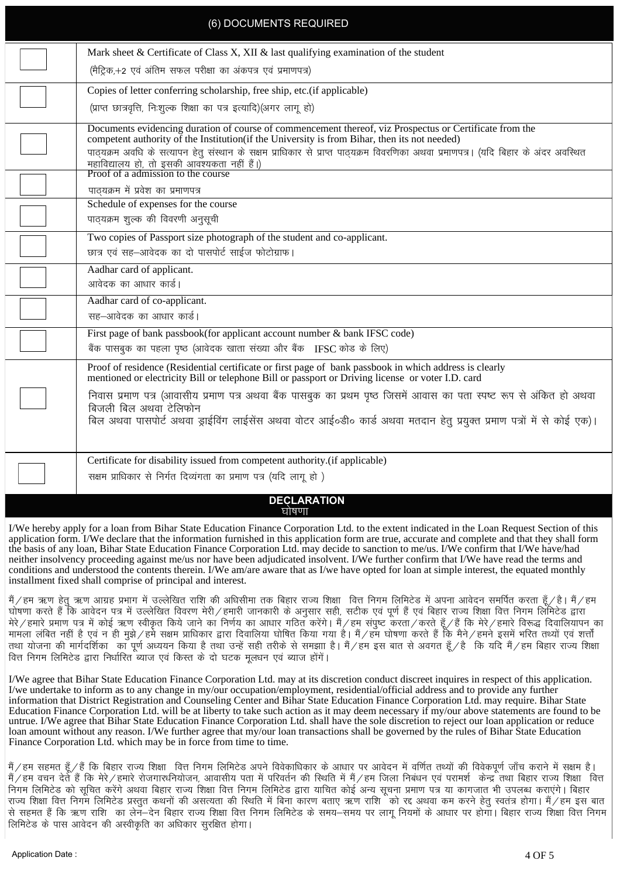## (6) DOCUMENTS REQUIRED

| | |
|---|---|
| ☐ | Mark sheet & Certificate of Class X, XII & last qualifying examination of the student<br>(मैट्रिक,+2 एवं अंतिम सफल परीक्षा का अंकपत्र एवं प्रमाणपत्र) |
| ☐ | Copies of letter conferring scholarship, free ship, etc.(if applicable)<br>(प्राप्त छात्रवृत्ति, निःशुल्क शिक्षा का पत्र इत्यादि)(अगर लागू हो) |
| ☐ | Documents evidencing duration of course of commencement thereof, viz Prospectus or Certificate from the competent authority of the Institution(if the University is from Bihar, then its not needed)<br>पाठ्यक्रम अवधि के सत्यापन हेतु संस्थान के सक्षम प्राधिकार से प्राप्त पाठ्यक्रम विवरणिका अथवा प्रमाणपत्र। (यदि बिहार के अंदर अवस्थित महाविद्यालय हो, तो इसकी आवश्यकता नहीं हैं।) |
| ☐ | Proof of a admission to the course<br>पाठ्यक्रम में प्रवेश का प्रमाणपत्र |
| ☐ | Schedule of expenses for the course<br>पाठ्यक्रम शुल्क की विवरणी अनुसूची |
| ☐ | Two copies of Passport size photograph of the student and co-applicant.<br>छात्र एवं सह–आवेदक का दो पासपोर्ट साईज फोटोग्राफ। |
| ☐ | Aadhar card of applicant.<br>आवेदक का आधार कार्ड। |
| ☐ | Aadhar card of co-applicant.<br>सह–आवेदक का आधार कार्ड। |
| ☐ | First page of bank passbook(for applicant account number & bank IFSC code)<br>बैंक पासबुक का पहला पृष्ठ (आवेदक खाता संख्या और बैंक IFSC कोड के लिए) |
| ☐ | Proof of residence (Residential certificate or first page of bank passbook in which address is clearly mentioned or electricity Bill or telephone Bill or passport or Driving license or voter I.D. card<br>निवास प्रमाण पत्र (आवासीय प्रमाण पत्र अथवा बैंक पासबुक का प्रथम पृष्ठ जिसमें आवास का पता स्पष्ट रूप से अंकित हो अथवा बिजली बिल अथवा टेलिफोन बिल अथवा पासपोर्ट अथवा ड्राईविंग लाईसेंस अथवा वोटर आई०डी० कार्ड अथवा मतदान हेतु प्रयुक्त प्रमाण पत्रों में से कोई एक)। |
| ☐ | Certificate for disability issued from competent authority.(if applicable)<br>सक्षम प्राधिकार से निर्गत दिव्यंगता का प्रमाण पत्र (यदि लागू हो ) |

## DECLARATION
### घोषणा

I/We hereby apply for a loan from Bihar State Education Finance Corporation Ltd. to the extent indicated in the Loan Request Section of this application form. I/We declare that the information furnished in this application form are true, accurate and complete and that they shall form the basis of any loan, Bihar State Education Finance Corporation Ltd. may decide to sanction to me/us. I/We confirm that I/We have/had neither insolvency proceeding against me/us nor have been adjudicated insolvent. I/We further confirm that I/We have read the terms and conditions and understood the contents therein. I/We am/are aware that as I/we have opted for loan at simple interest, the equated monthly installment fixed shall comprise of principal and interest.

मैं/हम ऋण हेतु ऋण आग्रह प्रभाग में उल्लेखित राशि की अधिसीमा तक बिहार राज्य शिक्षा वित्त निगम लिमिटेड में अपना आवेदन समर्पित करता हूँ/है। मैं/हम घोषणा करते हैं कि आवेदन पत्र में उल्लेखित विवरण मेरी/हमारी जानकारी के अनुसार सही, सटीक एवं पूर्ण हैं एवं बिहार राज्य शिक्षा वित्त निगम लिमिटेड द्वारा मेरे/हमारे प्रमाण पत्र में कोई ऋण स्वीकृत किये जाने का निर्णय का आधार गठित करेंगे। मैं/हम संपुष्ट करता/करते हूँ/हैं कि मेरे/हमारे विरूद्ध दिवालियापन का मामला लंबित नहीं है एवं न ही मुझे/हमे सक्षम प्राधिकार द्वारा दिवालिया घोषित किया गया है। मैं/हम घोषणा करते हैं कि मैने/हमने इसमें भरित तथ्यों एवं शर्त्तो तथा योजना की मार्गदर्शिका का पूर्ण अध्ययन किया है तथा उन्हें सही तरीके से समझाा है। मैं/हम इस बात से अवगत हूँ/है कि यदि मैं/हम बिहार राज्य शिक्षा वित्त निगम लिमिटेड द्वारा निर्धारित ब्याज एवं किस्त के दो घटक मूलधन एवं ब्याज होंगें।

I/We agree that Bihar State Education Finance Corporation Ltd. may at its discretion conduct discreet inquires in respect of this application. I/we undertake to inform as to any change in my/our occupation/employment, residential/official address and to provide any further information that District Registration and Counseling Center and Bihar State Education Finance Corporation Ltd. may require. Bihar State Education Finance Corporation Ltd. will be at liberty to take such action as it may deem necessary if my/our above statements are found to be untrue. I/We agree that Bihar State Education Finance Corporation Ltd. shall have the sole discretion to reject our loan application or reduce loan amount without any reason. I/We further agree that my/our loan transactions shall be governed by the rules of Bihar State Education Finance Corporation Ltd. which may be in force from time to time.

मैं/हम सहमत हूँ/हैं कि बिहार राज्य शिक्षा वित्त निगम लिमिटेड अपने विवेकाधिकार के आधार पर आवेदन में वर्णित तथ्यों की विवेकपूर्ण जाँच कराने में सक्षम है। मैं/हम वचन देते हैं कि मेरे/हमारे रोजगार/नियोजन, आवासीय पता में परिवर्तन की स्थिति में मैं/हम जिला निबंधन एवं परामर्श केन्द्र तथा बिहार राज्य शिक्षा वित्त निगम लिमिटेड को सूचित करेंगे अथवा बिहार राज्य शिक्षा वित्त निगम लिमिटेड द्वारा याचित कोई अन्य सूचना प्रमाण पत्र या कागजात भी उपलब्ध कराएंगे। बिहार राज्य शिक्षा वित्त निगम लिमिटेड प्रस्तुत कथनों की असत्यता की स्थिति में बिना कारण बताए ऋण राशि को रद्द अथवा कम करने हेतु स्वतंत्र होगा। मैं/हम इस बात से सहमत हैं कि ऋण राशि का लेन–देन बिहार राज्य शिक्षा वित्त निगम लिमिटेड के समय–समय पर लागू नियमों के आधार पर होगा। बिहार राज्य शिक्षा वित्त निगम लिमिटेड के पास आवेदन की अस्वीकृति का अधिकार सुरक्षित होगा।

Application Date :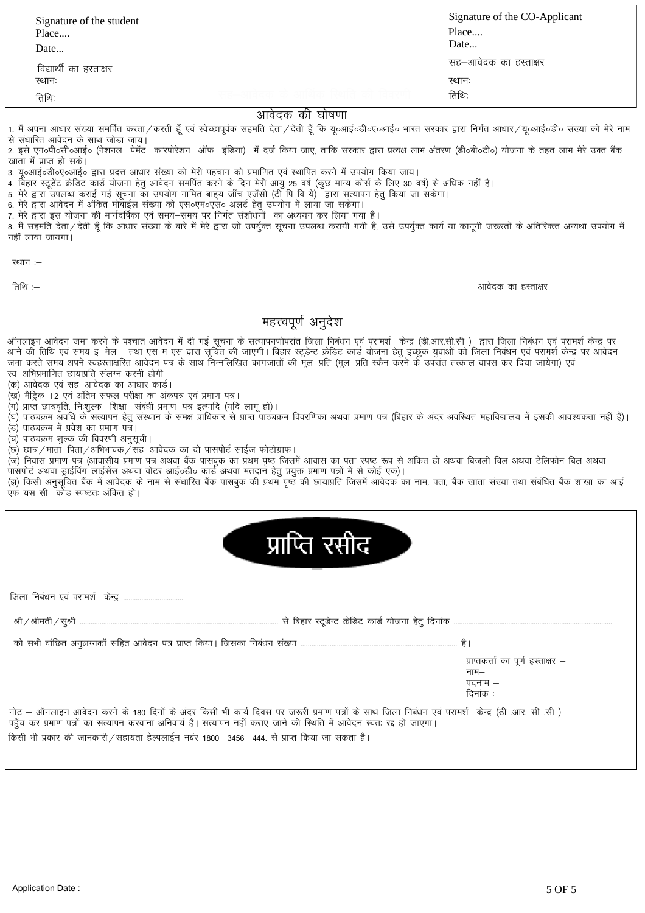| | |
|---|---|
| Signature of the student | Signature of the CO-Applicant |
| Place.... | Place.... |
| Date... | Date... |
| विद्यार्थी का हस्ताक्षर | सह–आवेदक का हस्ताक्षर |
| स्थानः | स्थानः |
| तिथिः | तिथिः |

## आवेदक की घोषणा

1. मैं अपना आधार संख्या समर्पित करता/करती हूँ एवं स्वेच्छापूर्वक सहमति देता/देती हूँ कि यू०आई०डी०ए०आई० भारत सरकार द्वारा निर्गत आधार/यू०आई०डी० संख्या को मेरे नाम से संधारित आवेदन के साथ जोड़ा जाय।
2. इसे एन०पी०सी०आई० (नेशनल पेमेंट कारपोरेशन ऑफ इंडिया) में दर्ज किया जाए, ताकि सरकार द्वारा प्रत्यक्ष लाभ अंतरण (डी०बी०टी०) योजना के तहत लाभ मेरे उक्त बैंक खाता में प्राप्त हो सके।
3. यू०आई०डी०ए०आई० द्वारा प्रदत्त आधार संख्या को मेरी पहचान को प्रमाणित एवं स्थापित करने में उपयोग किया जाय।
4. बिहार स्टूडेंट क्रेडिट कार्ड योजना हेतु आवेदन समर्पित करने के दिन मेरी आयु 25 वर्ष (कुछ मान्य कोर्स के लिए 30 वर्ष) से अधिक नहीं है।
5. मेरे द्वारा उपलब्ध कराई गई सूचना का उपयोग नामित बाह्य जाँच एजेंसी (टी पि वि ये) द्वारा सत्यापन हेतु किया जा सकेगा।
6. मेरे द्वारा आवेदन में अंकित मोबाईल संख्या को एस०एम०एस० अलर्ट हेतु उपयोग में लाया जा सकेगा।
7. मेरे द्वारा इस योजना की मार्गदर्शिका एवं समय–समय पर निर्गत संशोधनों का अध्ययन कर लिया गया है।
8. मैं सहमति देता/देती हूँ कि आधार संख्या के बारे में मेरे द्वारा जो उपर्युक्त सूचना उपलब्ध करायी गयी है, उसे उपर्युक्त कार्य या कानूनी जरूरतों के अतिरिक्त अन्यथा उपयोग में नहीं लाया जायगा।

स्थान :–

तिथि :– आवेदक का हस्ताक्षर

## महत्त्वपूर्ण अनुदेश

ऑनलाइन आवेदन जमा करने के पश्चात आवेदन में दी गई सूचना के सत्यापनणोपरांत जिला निबंधन एवं परामर्श केन्द्र (डी.आर.सी.सी ) द्वारा जिला निबंधन एवं परामर्श केन्द्र पर आने की तिथि एवं समय इ–मेल तथा एस म एस द्वारा सूचित की जाएगी। बिहार स्टूडेन्ट क्रेडिट कार्ड योजना हेतु इच्छुक युवाओं को जिला निबंधन एवं परामर्श केन्द्र पर आवेदन जमा करते समय अपने स्वहस्ताक्षरित आवेदन पत्र के साथ निम्नलिखित कागजातों की मूल–प्रति (मूल–प्रति स्कैन करने के उपरांत तत्काल वापस कर दिया जायेगा) एवं स्व–अभिप्रमाणित छायाप्रति संलग्न करनी होगी –

(क) आवेदक एवं सह–आवेदक का आधार कार्ड।
(ख) मैट्रिक +2 एवं अंतिम सफल परीक्षा का अंकपत्र एवं प्रमाण पत्र।
(ग) प्राप्त छात्रवृति, निःशुल्क शिक्षा संबंधी प्रमाण–पत्र इत्यादि (यदि लागू हो)।
(घ) पाठ्यक्रम अवधि के सत्यापन हेतु संस्थान के समक्ष प्राधिकार से प्राप्त पाठ्यक्रम विवरणिका अथवा प्रमाण पत्र (बिहार के अंदर अवस्थित महाविद्यालय में इसकी आवश्यकता नहीं है)।
(ङ) पाठ्यक्रम में प्रवेश का प्रमाण पत्र।
(च) पाठ्यक्रम शुल्क की विवरणी अनुसूची।
(छ) छात्र/माता–पिता/अभिभावक/सह–आवेदक का दो पासपोर्ट साईज फोटोग्राफ।
(ज) निवास प्रमाण पत्र (आवासीय प्रमाण पत्र अथवा बैंक पासबुक का प्रथम पृष्ठ जिसमें आवास का पता स्पष्ट रूप से अंकित हो अथवा बिजली बिल अथवा टेलिफोन बिल अथवा पासपोर्ट अथवा ड्राईविंग लाईसेंस अथवा वोटर आई०डी० कार्ड अथवा मतदान हेतु प्रयुक्त प्रमाण पत्रों में से कोई एक)।
(झ) किसी अनुसूचित बैंक में आवेदक के नाम से संधारित बैंक पासबुक की प्रथम पृष्ठ की छायाप्रति जिसमें आवेदक का नाम, पता, बैंक खाता संख्या तथा संबंधित बैंक शाखा का आई एफ यस सी कोड स्पष्टतः अंकित हो।

## प्राप्ति रसीद

जिला निबंधन एवं परामर्श केन्द्र ................................

श्री/श्रीमती/सुश्री .......................................................................................... से बिहार स्टूडेन्ट क्रेडिट कार्ड योजना हेतु दिनांक ....................................................................................

को सभी वांछित अनुलग्नकों सहित आवेदन पत्र प्राप्त किया। जिसका निबंधन संख्या .................................................................................... है।

प्राप्तकर्त्ता का पूर्ण हस्ताक्षर –
नाम–
पदनाम –
दिनांक :–

नोट – ऑनलाइन आवेदन करने के 180 दिनों के अंदर किसी भी कार्य दिवस पर जरूरी प्रमाण पत्रों के साथ जिला निबंधन एवं परामर्श केन्द्र (डी .आर. सी .सी ) पहुँच कर प्रमाण पत्रों का सत्यापन करवाना अनिवार्य है। सत्यापन नहीं कराए जाने की स्थिति में आवेदन स्वतः रद्द हो जाएगा।

किसी भी प्रकार की जानकारी/सहायता हेल्पलाईन नबंर 1800 3456 444. से प्राप्त किया जा सकता है।

Application Date :